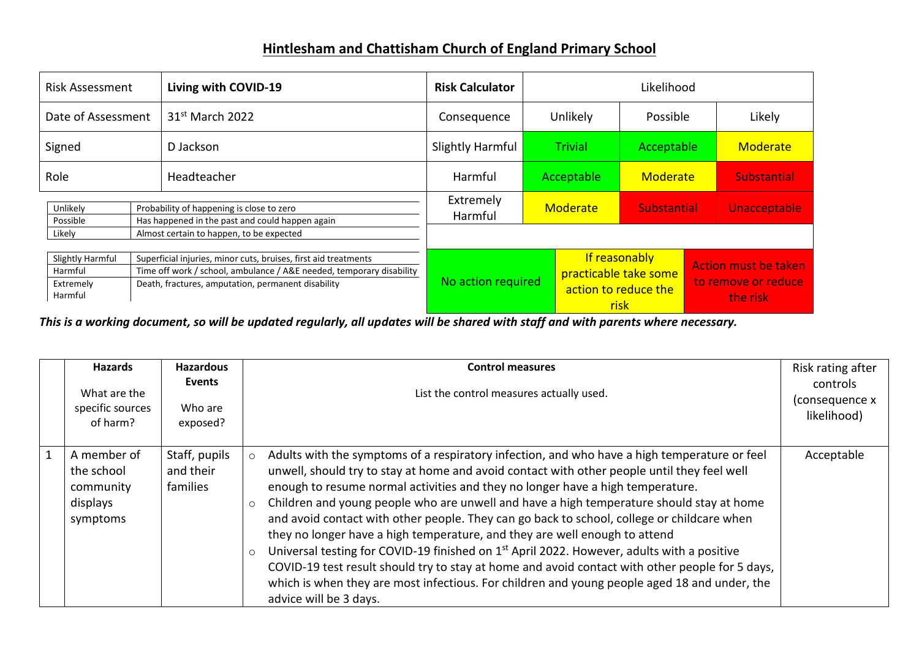# Hintlesham and Chattisham Church of England Primary School

| Risk Assessment | **Living with COVID-19** | **Risk Calculator** | Likelihood | | |
|---|---|---|---|---|---|
| Date of Assessment | 31st March 2022 | Consequence | Unlikely | Possible | Likely |
| Signed | D Jackson | Slightly Harmful | Trivial | Acceptable | Moderate |
| Role | Headteacher | Harmful | Acceptable | Moderate | Substantial |
| | | Extremely Harmful | Moderate | Substantial | Unacceptable |

| | |
|---|---|
| Unlikely | Probability of happening is close to zero |
| Possible | Has happened in the past and could happen again |
| Likely | Almost certain to happen, to be expected |

| | |
|---|---|
| Slightly Harmful | Superficial injuries, minor cuts, bruises, first aid treatments |
| Harmful | Time off work / school, ambulance / A&E needed, temporary disability |
| Extremely Harmful | Death, fractures, amputation, permanent disability |

| No action required | If reasonably practicable take some action to reduce the risk | Action must be taken to remove or reduce the risk |
|---|---|---|

***This is a working document, so will be updated regularly, all updates will be shared with staff and with parents where necessary.***

| | **Hazards** What are the specific sources of harm? | **Hazardous Events** Who are exposed? | **Control measures** List the control measures actually used. | Risk rating after controls (consequence x likelihood) |
|---|---|---|---|---|
| 1 | A member of the school community displays symptoms | Staff, pupils and their families | ○ Adults with the symptoms of a respiratory infection, and who have a high temperature or feel unwell, should try to stay at home and avoid contact with other people until they feel well enough to resume normal activities and they no longer have a high temperature.<br>○ Children and young people who are unwell and have a high temperature should stay at home and avoid contact with other people. They can go back to school, college or childcare when they no longer have a high temperature, and they are well enough to attend<br>○ Universal testing for COVID-19 finished on 1st April 2022. However, adults with a positive COVID-19 test result should try to stay at home and avoid contact with other people for 5 days, which is when they are most infectious. For children and young people aged 18 and under, the advice will be 3 days. | Acceptable |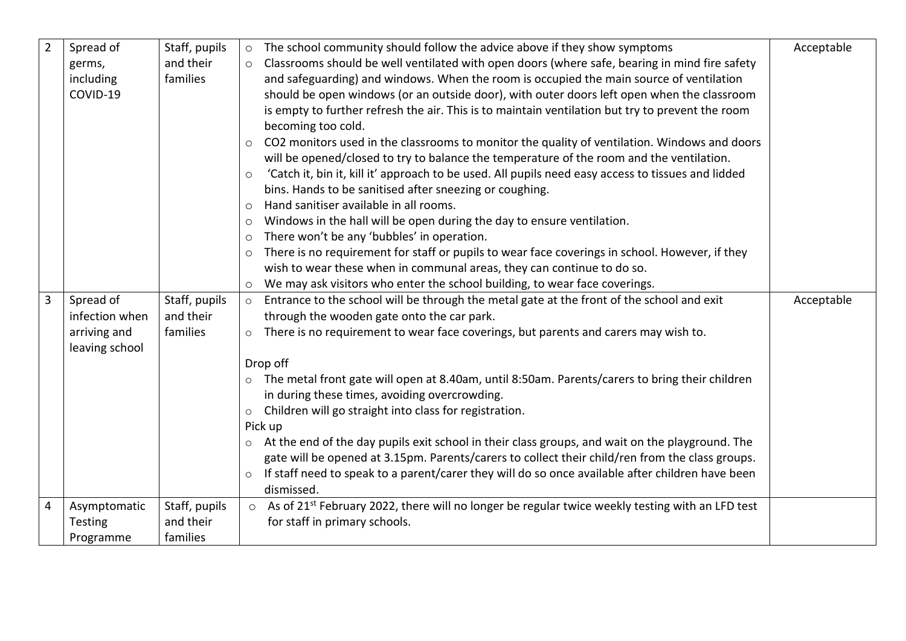| 2 | Spread of germs, including COVID-19 | Staff, pupils and their families | ○ The school community should follow the advice above if they show symptoms<br>○ Classrooms should be well ventilated with open doors (where safe, bearing in mind fire safety and safeguarding) and windows. When the room is occupied the main source of ventilation should be open windows (or an outside door), with outer doors left open when the classroom is empty to further refresh the air. This is to maintain ventilation but try to prevent the room becoming too cold.<br>○ $CO_2$ monitors used in the classrooms to monitor the quality of ventilation. Windows and doors will be opened/closed to try to balance the temperature of the room and the ventilation.<br>○ 'Catch it, bin it, kill it' approach to be used. All pupils need easy access to tissues and lidded bins. Hands to be sanitised after sneezing or coughing.<br>○ Hand sanitiser available in all rooms.<br>○ Windows in the hall will be open during the day to ensure ventilation.<br>○ There won't be any 'bubbles' in operation.<br>○ There is no requirement for staff or pupils to wear face coverings in school. However, if they wish to wear these when in communal areas, they can continue to do so.<br>○ We may ask visitors who enter the school building, to wear face coverings. | Acceptable |
|---|---|---|---|---|
| 3 | Spread of infection when arriving and leaving school | Staff, pupils and their families | ○ Entrance to the school will be through the metal gate at the front of the school and exit through the wooden gate onto the car park.<br>○ There is no requirement to wear face coverings, but parents and carers may wish to.<br><br>Drop off<br>○ The metal front gate will open at 8.40am, until 8:50am. Parents/carers to bring their children in during these times, avoiding overcrowding.<br>○ Children will go straight into class for registration.<br>Pick up<br>○ At the end of the day pupils exit school in their class groups, and wait on the playground. The gate will be opened at 3.15pm. Parents/carers to collect their child/ren from the class groups.<br>○ If staff need to speak to a parent/carer they will do so once available after children have been dismissed. | Acceptable |
| 4 | Asymptomatic Testing Programme | Staff, pupils and their families | ○ As of 21st February 2022, there will no longer be regular twice weekly testing with an LFD test for staff in primary schools. | |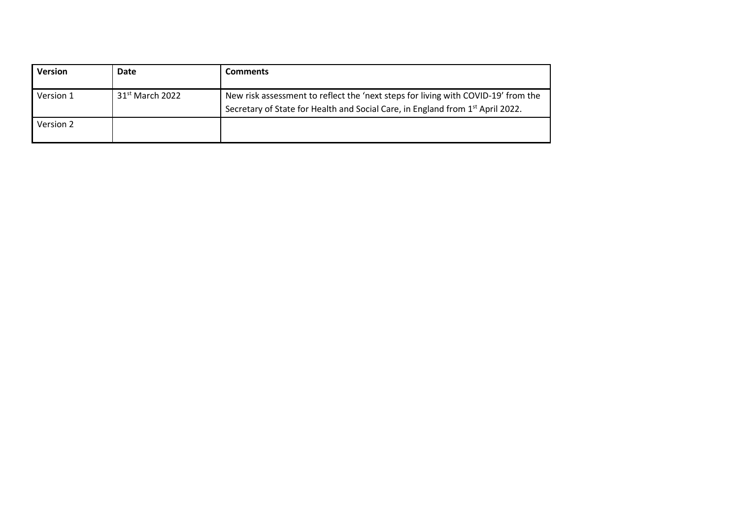| Version | Date | Comments |
|---|---|---|
| Version 1 | 31st March 2022 | New risk assessment to reflect the 'next steps for living with COVID-19' from the Secretary of State for Health and Social Care, in England from 1st April 2022. |
| Version 2 | | |